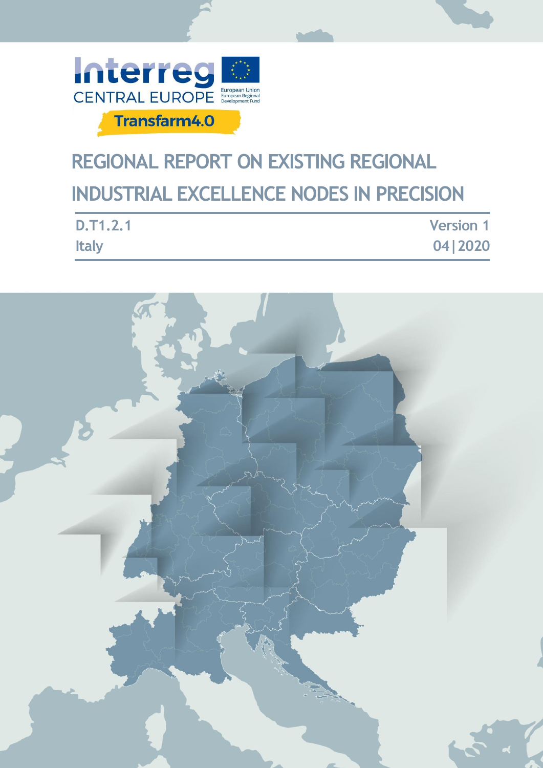Interreg CENTRAL EUROPE

European Union
European Regional Development Fund

Transfarm4.0

# REGIONAL REPORT ON EXISTING REGIONAL INDUSTRIAL EXCELLENCE NODES IN PRECISION

D.T1.2.1 | Version 1

Italy | 04|2020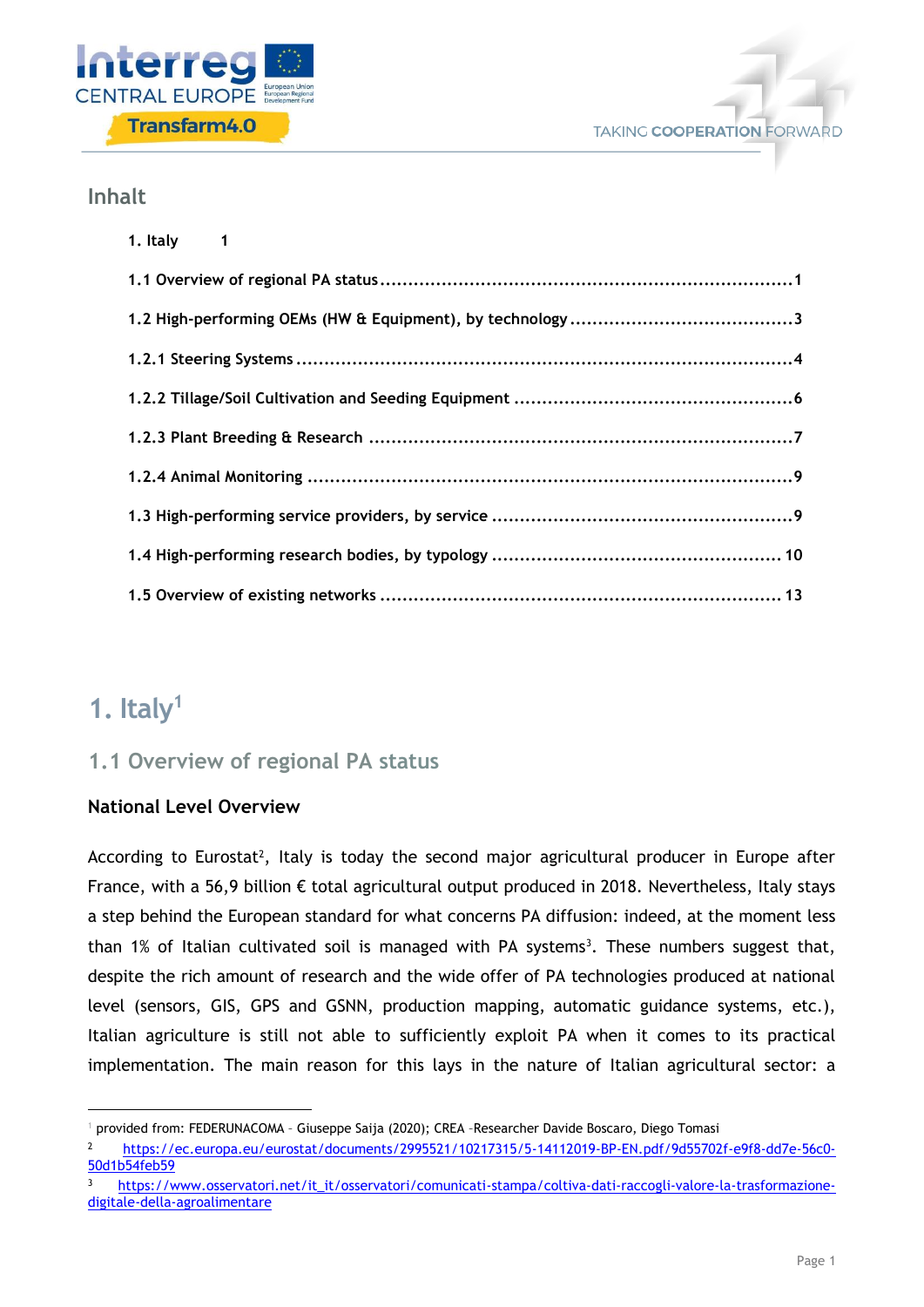## Inhalt

1. Italy 1

1.1 Overview of regional PA status .......................................................................1

1.2 High-performing OEMs (HW & Equipment), by technology ......................................3

1.2.1 Steering Systems ...................................................................................4

1.2.2 Tillage/Soil Cultivation and Seeding Equipment ...............................................6

1.2.3 Plant Breeding & Research .........................................................................7

1.2.4 Animal Monitoring ...................................................................................9

1.3 High-performing service providers, by service ...................................................9

1.4 High-performing research bodies, by typology .................................................. 10

1.5 Overview of existing networks ...................................................................... 13

# 1. Italy[1]

## 1.1 Overview of regional PA status

### National Level Overview

According to Eurostat[2], Italy is today the second major agricultural producer in Europe after France, with a 56,9 billion € total agricultural output produced in 2018. Nevertheless, Italy stays a step behind the European standard for what concerns PA diffusion: indeed, at the moment less than 1% of Italian cultivated soil is managed with PA systems[3]. These numbers suggest that, despite the rich amount of research and the wide offer of PA technologies produced at national level (sensors, GIS, GPS and GSNN, production mapping, automatic guidance systems, etc.), Italian agriculture is still not able to sufficiently exploit PA when it comes to its practical implementation. The main reason for this lays in the nature of Italian agricultural sector: a

---

[1] provided from: FEDERUNACOMA – Giuseppe Saija (2020); CREA –Researcher Davide Boscaro, Diego Tomasi

[2] https://ec.europa.eu/eurostat/documents/2995521/10217315/5-14112019-BP-EN.pdf/9d55702f-e9f8-dd7e-56c0-50d1b54feb59

[3] https://www.osservatori.net/it_it/osservatori/comunicati-stampa/coltiva-dati-raccogli-valore-la-trasformazione-digitale-della-agroalimentare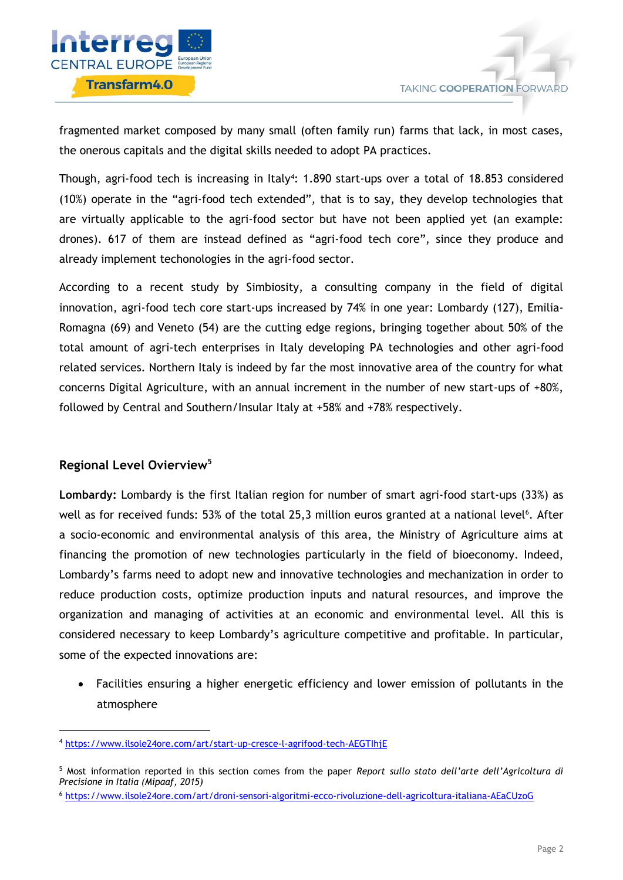fragmented market composed by many small (often family run) farms that lack, in most cases, the onerous capitals and the digital skills needed to adopt PA practices.

Though, agri-food tech is increasing in Italy[4]: 1.890 start-ups over a total of 18.853 considered (10%) operate in the “agri-food tech extended”, that is to say, they develop technologies that are virtually applicable to the agri-food sector but have not been applied yet (an example: drones). 617 of them are instead defined as “agri-food tech core”, since they produce and already implement techonologies in the agri-food sector.

According to a recent study by Simbiosity, a consulting company in the field of digital innovation, agri-food tech core start-ups increased by 74% in one year: Lombardy (127), Emilia-Romagna (69) and Veneto (54) are the cutting edge regions, bringing together about 50% of the total amount of agri-tech enterprises in Italy developing PA technologies and other agri-food related services. Northern Italy is indeed by far the most innovative area of the country for what concerns Digital Agriculture, with an annual increment in the number of new start-ups of +80%, followed by Central and Southern/Insular Italy at +58% and +78% respectively.

## Regional Level Ovierview[5]

**Lombardy:** Lombardy is the first Italian region for number of smart agri-food start-ups (33%) as well as for received funds: 53% of the total 25,3 million euros granted at a national level[6]. After a socio-economic and environmental analysis of this area, the Ministry of Agriculture aims at financing the promotion of new technologies particularly in the field of bioeconomy. Indeed, Lombardy’s farms need to adopt new and innovative technologies and mechanization in order to reduce production costs, optimize production inputs and natural resources, and improve the organization and managing of activities at an economic and environmental level. All this is considered necessary to keep Lombardy’s agriculture competitive and profitable. In particular, some of the expected innovations are:

- Facilities ensuring a higher energetic efficiency and lower emission of pollutants in the atmosphere

[4] https://www.ilsole24ore.com/art/start-up-cresce-l-agrifood-tech-AEGTIhjE

[5] Most information reported in this section comes from the paper *Report sullo stato dell’arte dell’Agricoltura di Precisione in Italia (Mipaaf, 2015)*

[6] https://www.ilsole24ore.com/art/droni-sensori-algoritmi-ecco-rivoluzione-dell-agricoltura-italiana-AEaCUzoG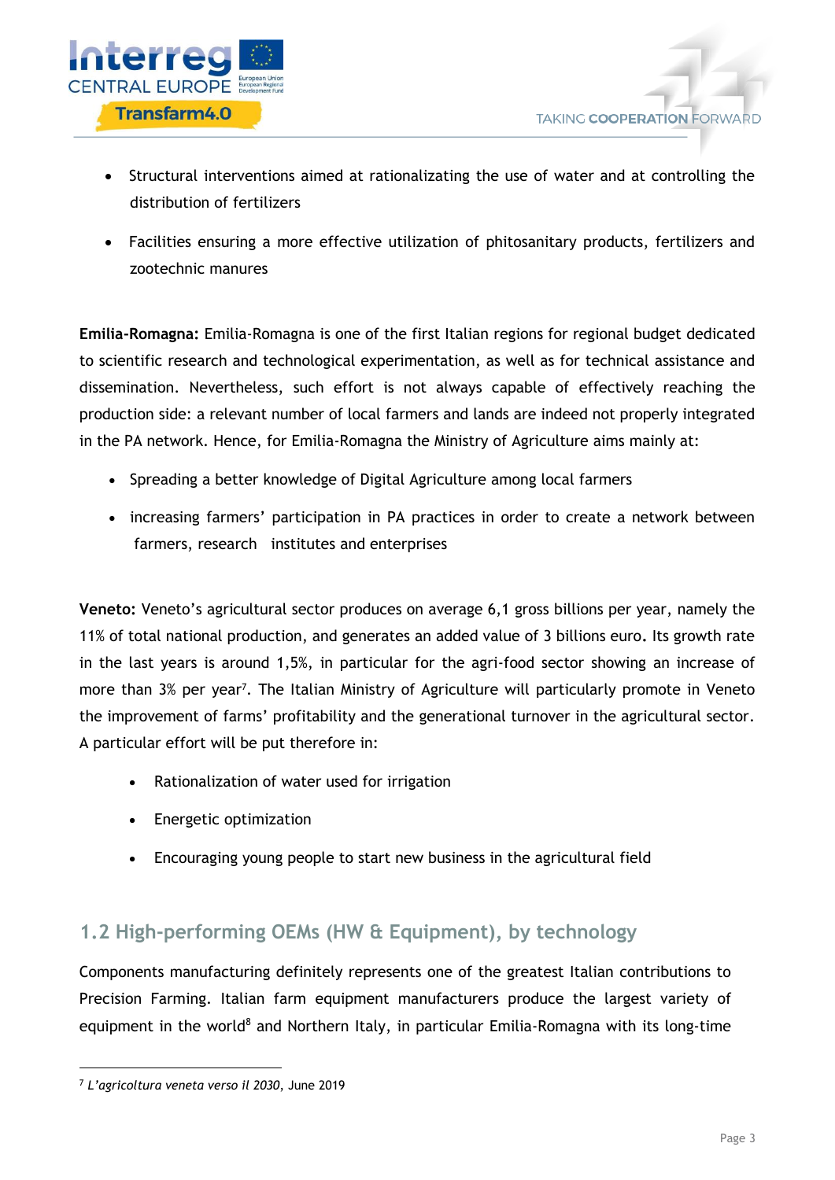- Structural interventions aimed at rationalizating the use of water and at controlling the distribution of fertilizers
- Facilities ensuring a more effective utilization of phitosanitary products, fertilizers and zootechnic manures

**Emilia-Romagna:** Emilia-Romagna is one of the first Italian regions for regional budget dedicated to scientific research and technological experimentation, as well as for technical assistance and dissemination. Nevertheless, such effort is not always capable of effectively reaching the production side: a relevant number of local farmers and lands are indeed not properly integrated in the PA network. Hence, for Emilia-Romagna the Ministry of Agriculture aims mainly at:

- Spreading a better knowledge of Digital Agriculture among local farmers
- increasing farmers' participation in PA practices in order to create a network between farmers, research institutes and enterprises

**Veneto:** Veneto's agricultural sector produces on average 6,1 gross billions per year, namely the 11% of total national production, and generates an added value of 3 billions euro. Its growth rate in the last years is around 1,5%, in particular for the agri-food sector showing an increase of more than 3% per year[7]. The Italian Ministry of Agriculture will particularly promote in Veneto the improvement of farms' profitability and the generational turnover in the agricultural sector. A particular effort will be put therefore in:

- Rationalization of water used for irrigation
- Energetic optimization
- Encouraging young people to start new business in the agricultural field

## 1.2 High-performing OEMs (HW & Equipment), by technology

Components manufacturing definitely represents one of the greatest Italian contributions to Precision Farming. Italian farm equipment manufacturers produce the largest variety of equipment in the world[8] and Northern Italy, in particular Emilia-Romagna with its long-time

[7] *L'agricoltura veneta verso il 2030*, June 2019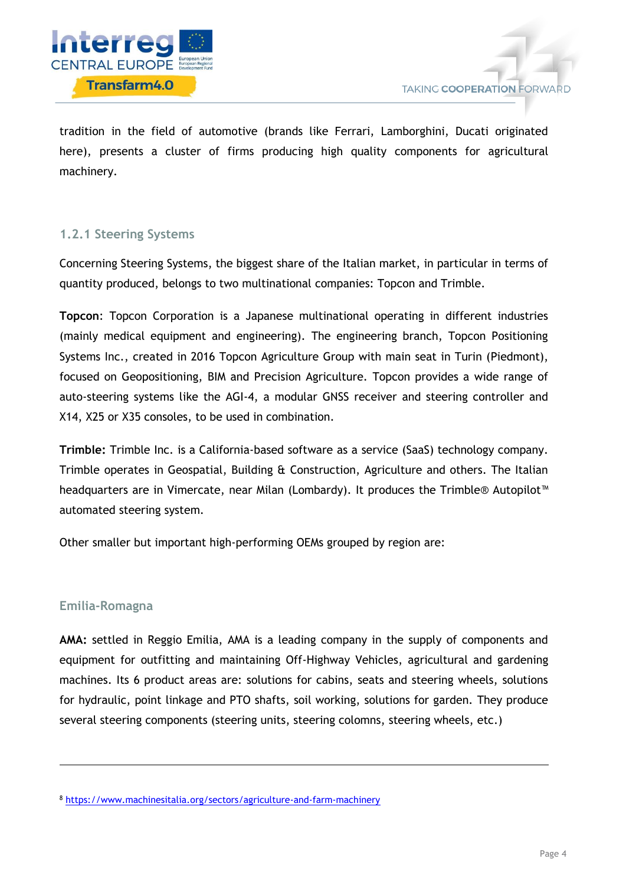tradition in the field of automotive (brands like Ferrari, Lamborghini, Ducati originated here), presents a cluster of firms producing high quality components for agricultural machinery.

### 1.2.1 Steering Systems

Concerning Steering Systems, the biggest share of the Italian market, in particular in terms of quantity produced, belongs to two multinational companies: Topcon and Trimble.

**Topcon**: Topcon Corporation is a Japanese multinational operating in different industries (mainly medical equipment and engineering). The engineering branch, Topcon Positioning Systems Inc., created in 2016 Topcon Agriculture Group with main seat in Turin (Piedmont), focused on Geopositioning, BIM and Precision Agriculture. Topcon provides a wide range of auto-steering systems like the AGI-4, a modular GNSS receiver and steering controller and X14, X25 or X35 consoles, to be used in combination.

**Trimble:** Trimble Inc. is a California-based software as a service (SaaS) technology company. Trimble operates in Geospatial, Building & Construction, Agriculture and others. The Italian headquarters are in Vimercate, near Milan (Lombardy). It produces the Trimble® Autopilot™ automated steering system.

Other smaller but important high-performing OEMs grouped by region are:

#### Emilia-Romagna

**AMA:** settled in Reggio Emilia, AMA is a leading company in the supply of components and equipment for outfitting and maintaining Off-Highway Vehicles, agricultural and gardening machines. Its 6 product areas are: solutions for cabins, seats and steering wheels, solutions for hydraulic, point linkage and PTO shafts, soil working, solutions for garden. They produce several steering components (steering units, steering colomns, steering wheels, etc.)

---

[8] https://www.machinesitalia.org/sectors/agriculture-and-farm-machinery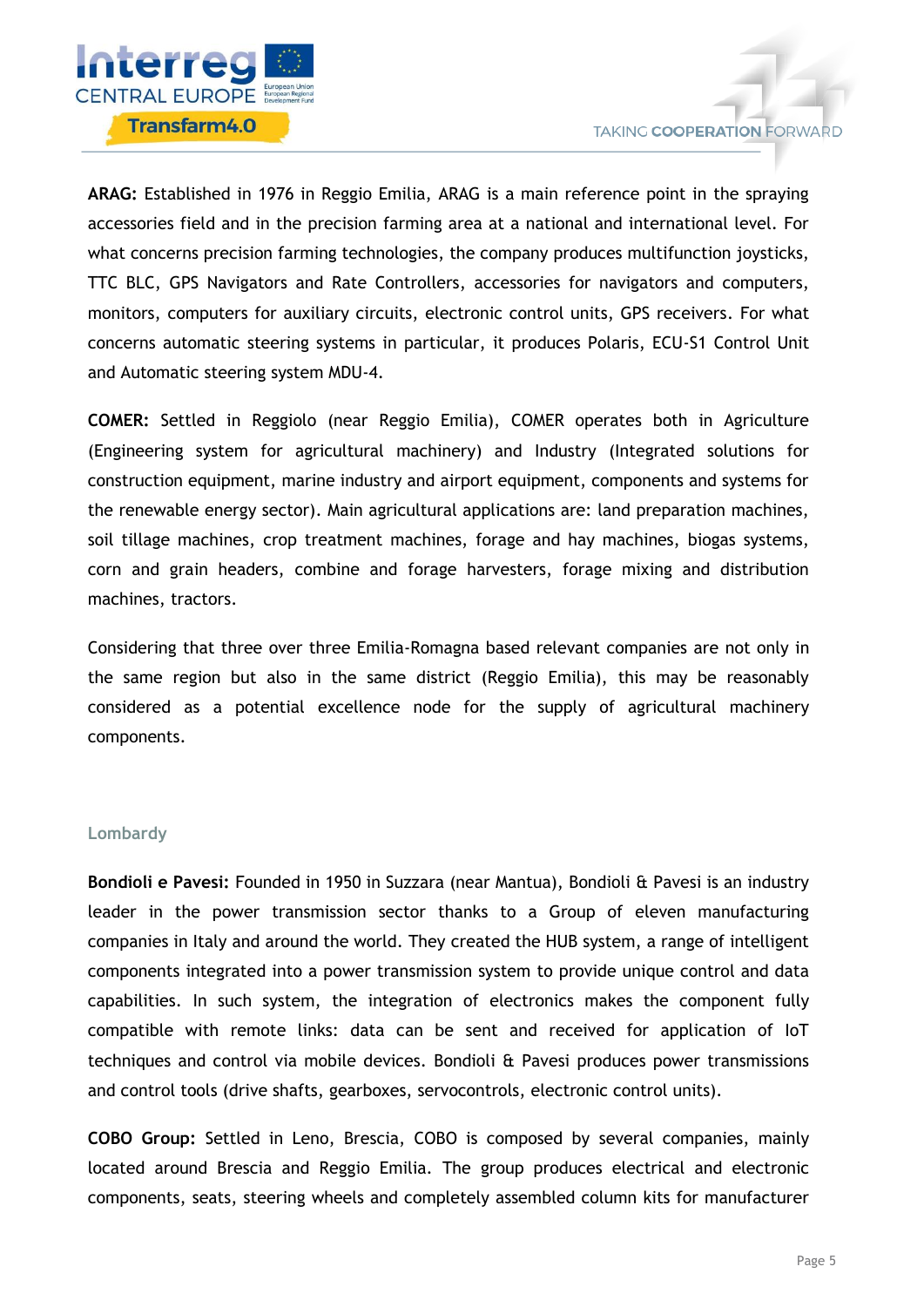**ARAG:** Established in 1976 in Reggio Emilia, ARAG is a main reference point in the spraying accessories field and in the precision farming area at a national and international level. For what concerns precision farming technologies, the company produces multifunction joysticks, TTC BLC, GPS Navigators and Rate Controllers, accessories for navigators and computers, monitors, computers for auxiliary circuits, electronic control units, GPS receivers. For what concerns automatic steering systems in particular, it produces Polaris, ECU-S1 Control Unit and Automatic steering system MDU-4.

**COMER:** Settled in Reggiolo (near Reggio Emilia), COMER operates both in Agriculture (Engineering system for agricultural machinery) and Industry (Integrated solutions for construction equipment, marine industry and airport equipment, components and systems for the renewable energy sector). Main agricultural applications are: land preparation machines, soil tillage machines, crop treatment machines, forage and hay machines, biogas systems, corn and grain headers, combine and forage harvesters, forage mixing and distribution machines, tractors.

Considering that three over three Emilia-Romagna based relevant companies are not only in the same region but also in the same district (Reggio Emilia), this may be reasonably considered as a potential excellence node for the supply of agricultural machinery components.

### Lombardy

**Bondioli e Pavesi:** Founded in 1950 in Suzzara (near Mantua), Bondioli & Pavesi is an industry leader in the power transmission sector thanks to a Group of eleven manufacturing companies in Italy and around the world. They created the HUB system, a range of intelligent components integrated into a power transmission system to provide unique control and data capabilities. In such system, the integration of electronics makes the component fully compatible with remote links: data can be sent and received for application of IoT techniques and control via mobile devices. Bondioli & Pavesi produces power transmissions and control tools (drive shafts, gearboxes, servocontrols, electronic control units).

**COBO Group:** Settled in Leno, Brescia, COBO is composed by several companies, mainly located around Brescia and Reggio Emilia. The group produces electrical and electronic components, seats, steering wheels and completely assembled column kits for manufacturer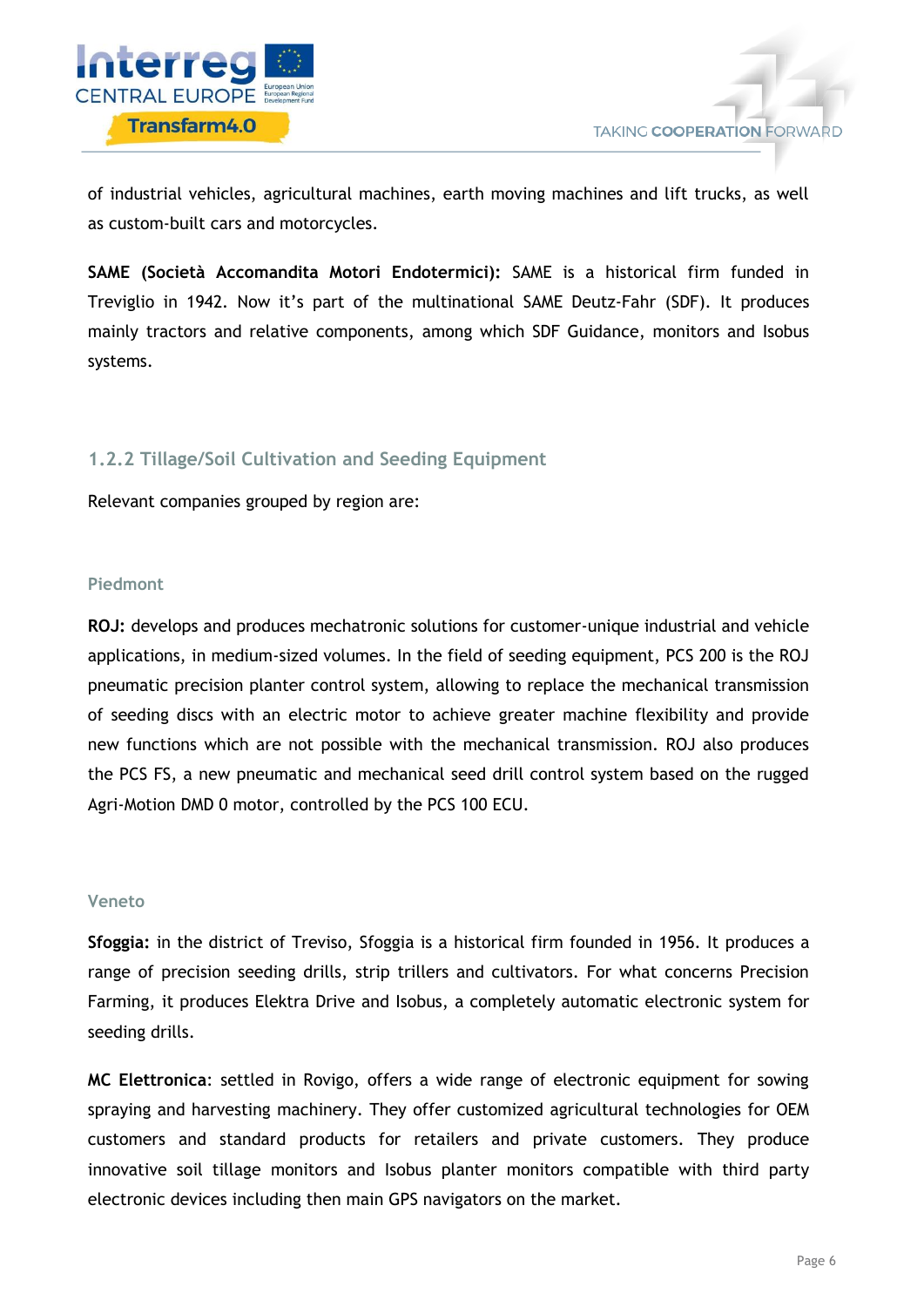of industrial vehicles, agricultural machines, earth moving machines and lift trucks, as well as custom-built cars and motorcycles.

**SAME (Società Accomandita Motori Endotermici):** SAME is a historical firm funded in Treviglio in 1942. Now it's part of the multinational SAME Deutz-Fahr (SDF). It produces mainly tractors and relative components, among which SDF Guidance, monitors and Isobus systems.

### 1.2.2 Tillage/Soil Cultivation and Seeding Equipment

Relevant companies grouped by region are:

#### Piedmont

**ROJ:** develops and produces mechatronic solutions for customer-unique industrial and vehicle applications, in medium-sized volumes. In the field of seeding equipment, PCS 200 is the ROJ pneumatic precision planter control system, allowing to replace the mechanical transmission of seeding discs with an electric motor to achieve greater machine flexibility and provide new functions which are not possible with the mechanical transmission. ROJ also produces the PCS FS, a new pneumatic and mechanical seed drill control system based on the rugged Agri-Motion DMD 0 motor, controlled by the PCS 100 ECU.

#### Veneto

**Sfoggia:** in the district of Treviso, Sfoggia is a historical firm founded in 1956. It produces a range of precision seeding drills, strip trillers and cultivators. For what concerns Precision Farming, it produces Elektra Drive and Isobus, a completely automatic electronic system for seeding drills.

**MC Elettronica**: settled in Rovigo, offers a wide range of electronic equipment for sowing spraying and harvesting machinery. They offer customized agricultural technologies for OEM customers and standard products for retailers and private customers. They produce innovative soil tillage monitors and Isobus planter monitors compatible with third party electronic devices including then main GPS navigators on the market.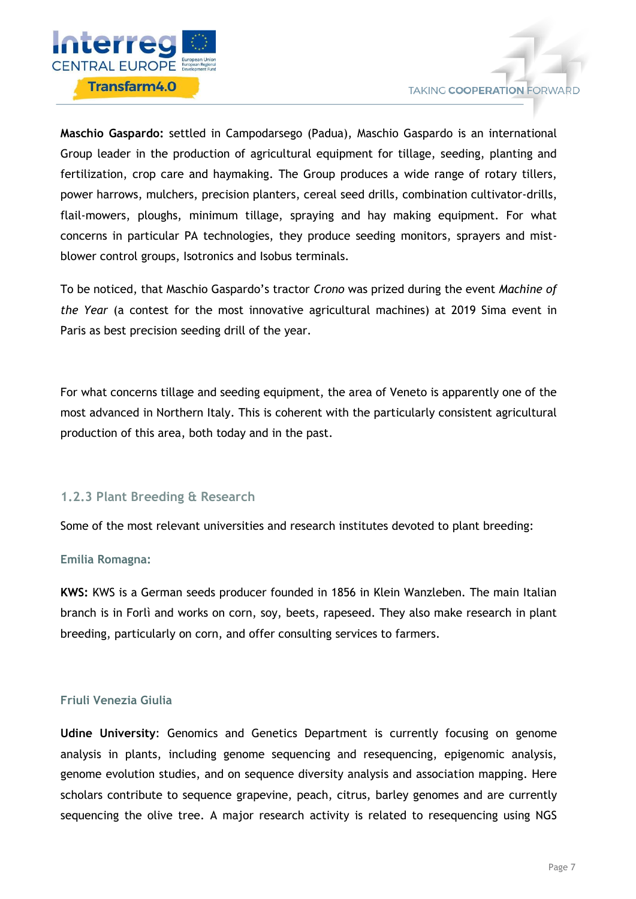**Maschio Gaspardo:** settled in Campodarsego (Padua), Maschio Gaspardo is an international Group leader in the production of agricultural equipment for tillage, seeding, planting and fertilization, crop care and haymaking. The Group produces a wide range of rotary tillers, power harrows, mulchers, precision planters, cereal seed drills, combination cultivator-drills, flail-mowers, ploughs, minimum tillage, spraying and hay making equipment. For what concerns in particular PA technologies, they produce seeding monitors, sprayers and mist-blower control groups, Isotronics and Isobus terminals.

To be noticed, that Maschio Gaspardo's tractor *Crono* was prized during the event *Machine of the Year* (a contest for the most innovative agricultural machines) at 2019 Sima event in Paris as best precision seeding drill of the year.

For what concerns tillage and seeding equipment, the area of Veneto is apparently one of the most advanced in Northern Italy. This is coherent with the particularly consistent agricultural production of this area, both today and in the past.

### 1.2.3 Plant Breeding & Research

Some of the most relevant universities and research institutes devoted to plant breeding:

#### Emilia Romagna:

**KWS:** KWS is a German seeds producer founded in 1856 in Klein Wanzleben. The main Italian branch is in Forlì and works on corn, soy, beets, rapeseed. They also make research in plant breeding, particularly on corn, and offer consulting services to farmers.

#### Friuli Venezia Giulia

**Udine University**: Genomics and Genetics Department is currently focusing on genome analysis in plants, including genome sequencing and resequencing, epigenomic analysis, genome evolution studies, and on sequence diversity analysis and association mapping. Here scholars contribute to sequence grapevine, peach, citrus, barley genomes and are currently sequencing the olive tree. A major research activity is related to resequencing using NGS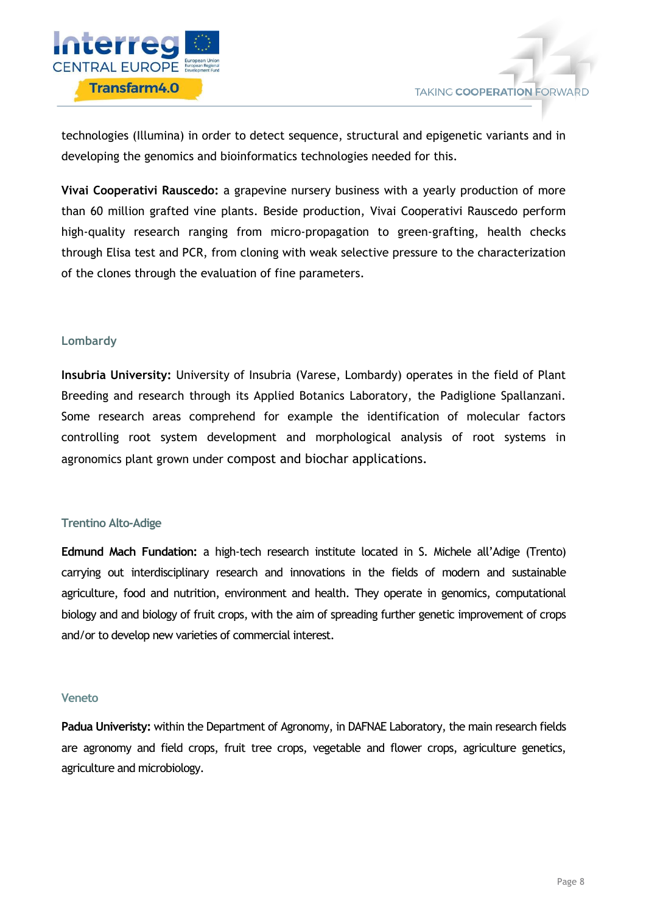technologies (Illumina) in order to detect sequence, structural and epigenetic variants and in developing the genomics and bioinformatics technologies needed for this.

**Vivai Cooperativi Rauscedo:** a grapevine nursery business with a yearly production of more than 60 million grafted vine plants. Beside production, Vivai Cooperativi Rauscedo perform high-quality research ranging from micro-propagation to green-grafting, health checks through Elisa test and PCR, from cloning with weak selective pressure to the characterization of the clones through the evaluation of fine parameters.

### Lombardy

**Insubria University:** University of Insubria (Varese, Lombardy) operates in the field of Plant Breeding and research through its Applied Botanics Laboratory, the Padiglione Spallanzani. Some research areas comprehend for example the identification of molecular factors controlling root system development and morphological analysis of root systems in agronomics plant grown under compost and biochar applications.

### Trentino Alto-Adige

**Edmund Mach Fundation:** a high-tech research institute located in S. Michele all'Adige (Trento) carrying out interdisciplinary research and innovations in the fields of modern and sustainable agriculture, food and nutrition, environment and health. They operate in genomics, computational biology and and biology of fruit crops, with the aim of spreading further genetic improvement of crops and/or to develop new varieties of commercial interest.

### Veneto

**Padua Univeristy:** within the Department of Agronomy, in DAFNAE Laboratory, the main research fields are agronomy and field crops, fruit tree crops, vegetable and flower crops, agriculture genetics, agriculture and microbiology.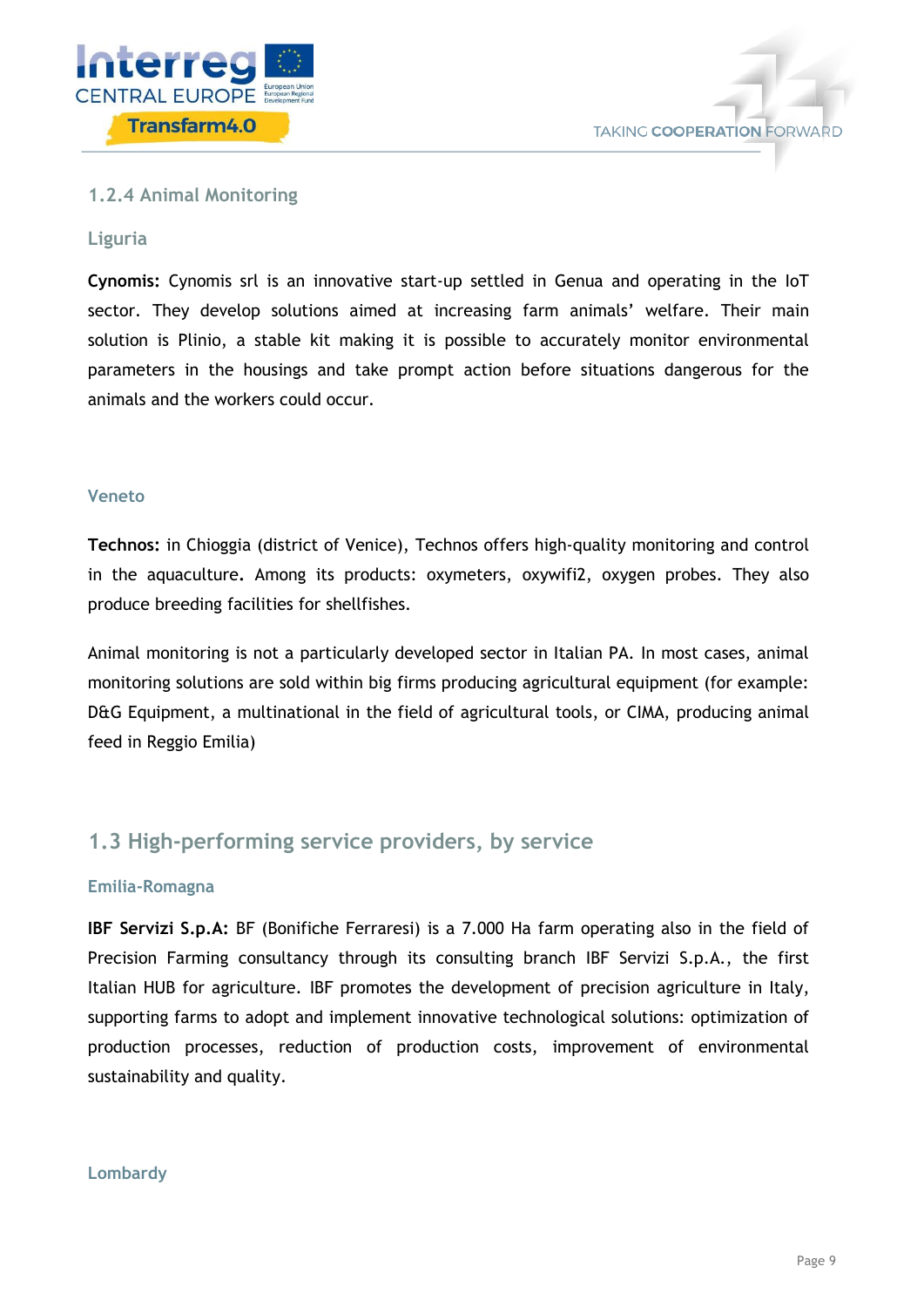### 1.2.4 Animal Monitoring

#### Liguria

**Cynomis:** Cynomis srl is an innovative start-up settled in Genua and operating in the IoT sector. They develop solutions aimed at increasing farm animals' welfare. Their main solution is Plinio, a stable kit making it is possible to accurately monitor environmental parameters in the housings and take prompt action before situations dangerous for the animals and the workers could occur.

#### Veneto

**Technos:** in Chioggia (district of Venice), Technos offers high-quality monitoring and control in the aquaculture**.** Among its products: oxymeters, oxywifi2, oxygen probes. They also produce breeding facilities for shellfishes.

Animal monitoring is not a particularly developed sector in Italian PA. In most cases, animal monitoring solutions are sold within big firms producing agricultural equipment (for example: D&G Equipment, a multinational in the field of agricultural tools, or CIMA, producing animal feed in Reggio Emilia)

## 1.3 High-performing service providers, by service

#### Emilia-Romagna

**IBF Servizi S.p.A:** BF (Bonifiche Ferraresi) is a 7.000 Ha farm operating also in the field of Precision Farming consultancy through its consulting branch IBF Servizi S.p.A., the first Italian HUB for agriculture. IBF promotes the development of precision agriculture in Italy, supporting farms to adopt and implement innovative technological solutions: optimization of production processes, reduction of production costs, improvement of environmental sustainability and quality.

#### Lombardy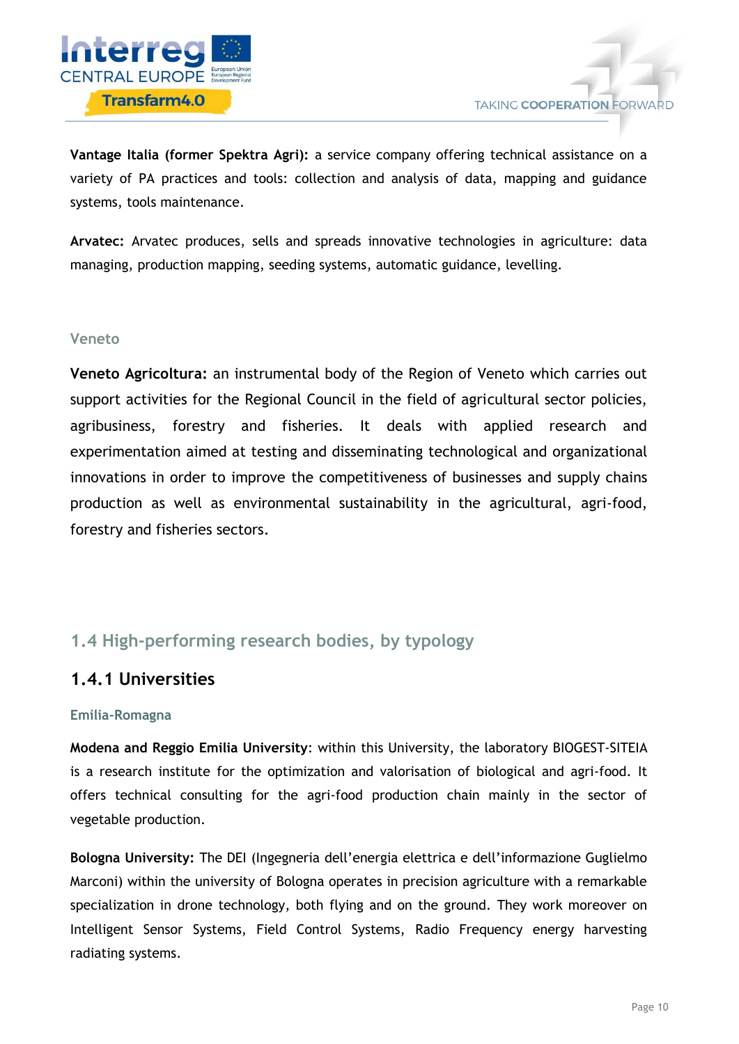**Vantage Italia (former Spektra Agri):** a service company offering technical assistance on a variety of PA practices and tools: collection and analysis of data, mapping and guidance systems, tools maintenance.

**Arvatec:** Arvatec produces, sells and spreads innovative technologies in agriculture: data managing, production mapping, seeding systems, automatic guidance, levelling.

#### Veneto

**Veneto Agricoltura:** an instrumental body of the Region of Veneto which carries out support activities for the Regional Council in the field of agricultural sector policies, agribusiness, forestry and fisheries. It deals with applied research and experimentation aimed at testing and disseminating technological and organizational innovations in order to improve the competitiveness of businesses and supply chains production as well as environmental sustainability in the agricultural, agri-food, forestry and fisheries sectors.

## 1.4 High-performing research bodies, by typology

### 1.4.1 Universities

#### Emilia-Romagna

**Modena and Reggio Emilia University**: within this University, the laboratory BIOGEST-SITEIA is a research institute for the optimization and valorisation of biological and agri-food. It offers technical consulting for the agri-food production chain mainly in the sector of vegetable production.

**Bologna University:** The DEI (Ingegneria dell'energia elettrica e dell'informazione Guglielmo Marconi) within the university of Bologna operates in precision agriculture with a remarkable specialization in drone technology, both flying and on the ground. They work moreover on Intelligent Sensor Systems, Field Control Systems, Radio Frequency energy harvesting radiating systems.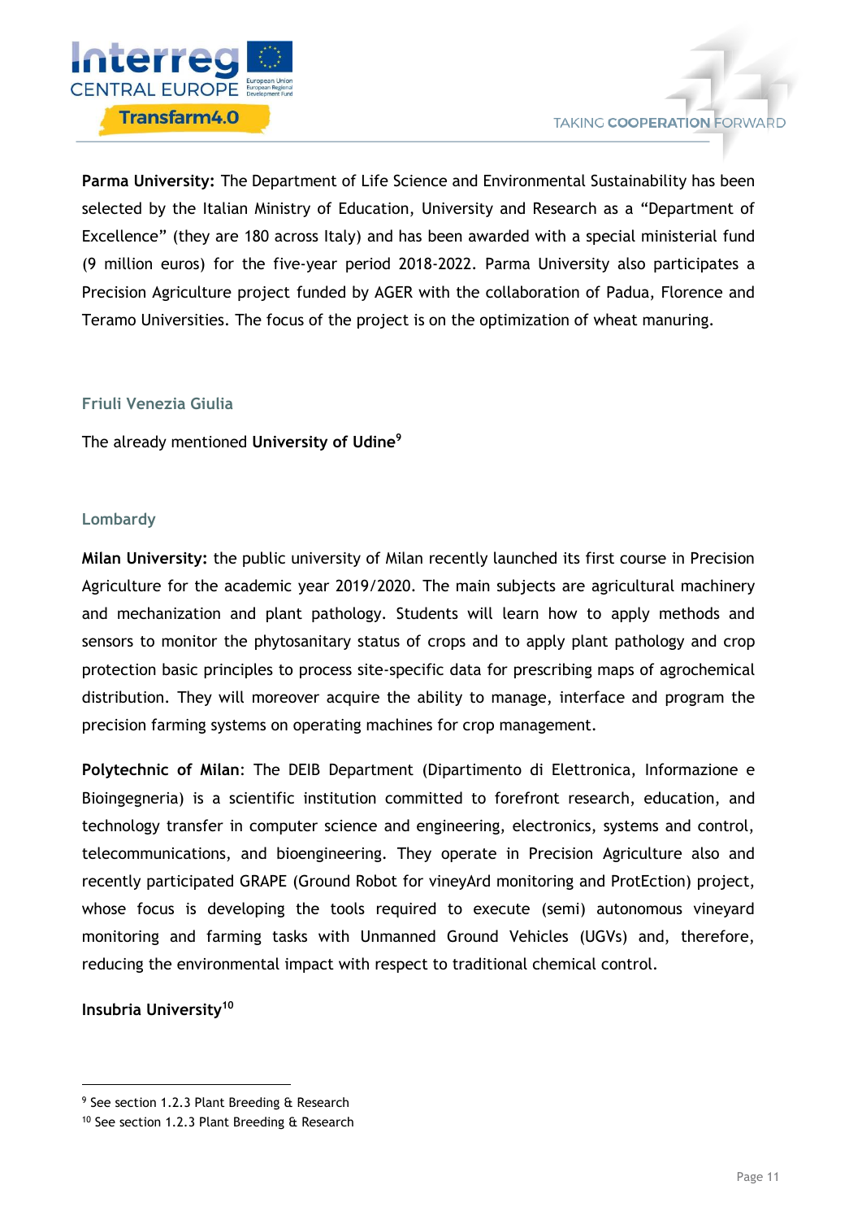**Parma University:** The Department of Life Science and Environmental Sustainability has been selected by the Italian Ministry of Education, University and Research as a "Department of Excellence" (they are 180 across Italy) and has been awarded with a special ministerial fund (9 million euros) for the five-year period 2018-2022. Parma University also participates a Precision Agriculture project funded by AGER with the collaboration of Padua, Florence and Teramo Universities. The focus of the project is on the optimization of wheat manuring.

### Friuli Venezia Giulia

The already mentioned **University of Udine**[9]

### Lombardy

**Milan University:** the public university of Milan recently launched its first course in Precision Agriculture for the academic year 2019/2020. The main subjects are agricultural machinery and mechanization and plant pathology. Students will learn how to apply methods and sensors to monitor the phytosanitary status of crops and to apply plant pathology and crop protection basic principles to process site-specific data for prescribing maps of agrochemical distribution. They will moreover acquire the ability to manage, interface and program the precision farming systems on operating machines for crop management.

**Polytechnic of Milan**: The DEIB Department (Dipartimento di Elettronica, Informazione e Bioingegneria) is a scientific institution committed to forefront research, education, and technology transfer in computer science and engineering, electronics, systems and control, telecommunications, and bioengineering. They operate in Precision Agriculture also and recently participated GRAPE (Ground Robot for vineyArd monitoring and ProtEction) project, whose focus is developing the tools required to execute (semi) autonomous vineyard monitoring and farming tasks with Unmanned Ground Vehicles (UGVs) and, therefore, reducing the environmental impact with respect to traditional chemical control.

**Insubria University**[10]

---

[9] See section 1.2.3 Plant Breeding & Research

[10] See section 1.2.3 Plant Breeding & Research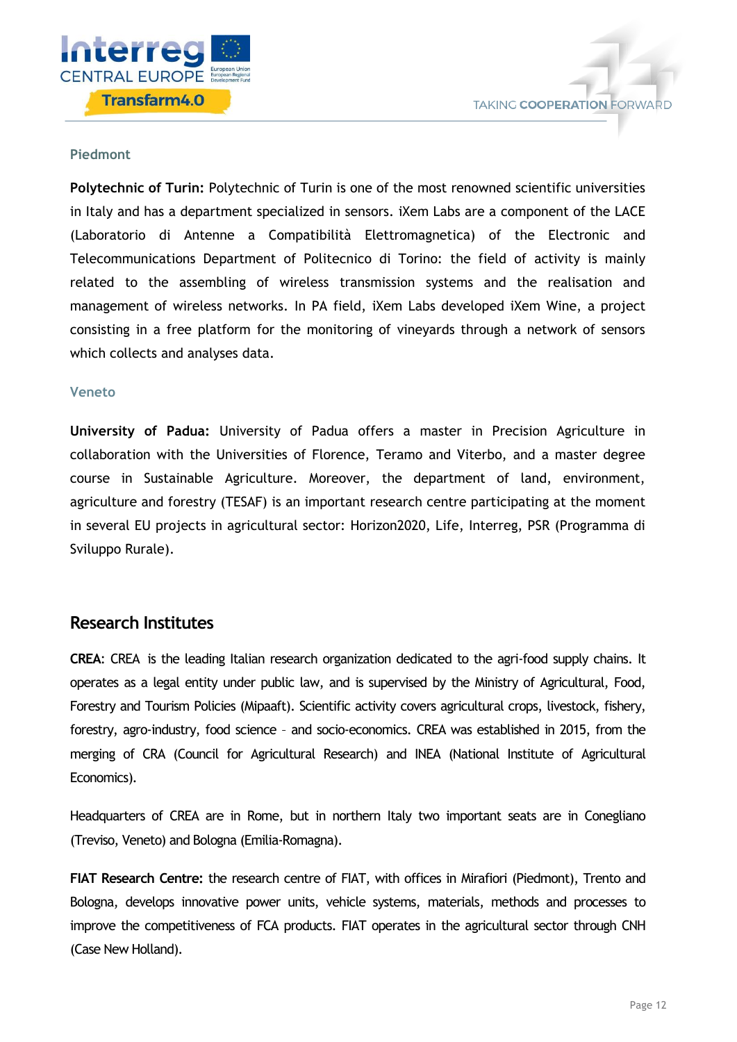### Piedmont

**Polytechnic of Turin:** Polytechnic of Turin is one of the most renowned scientific universities in Italy and has a department specialized in sensors. iXem Labs are a component of the LACE (Laboratorio di Antenne a Compatibilità Elettromagnetica) of the Electronic and Telecommunications Department of Politecnico di Torino: the field of activity is mainly related to the assembling of wireless transmission systems and the realisation and management of wireless networks. In PA field, iXem Labs developed iXem Wine, a project consisting in a free platform for the monitoring of vineyards through a network of sensors which collects and analyses data.

### Veneto

**University of Padua:** University of Padua offers a master in Precision Agriculture in collaboration with the Universities of Florence, Teramo and Viterbo, and a master degree course in Sustainable Agriculture. Moreover, the department of land, environment, agriculture and forestry (TESAF) is an important research centre participating at the moment in several EU projects in agricultural sector: Horizon2020, Life, Interreg, PSR (Programma di Sviluppo Rurale).

## Research Institutes

**CREA**: CREA is the leading Italian research organization dedicated to the agri-food supply chains. It operates as a legal entity under public law, and is supervised by the Ministry of Agricultural, Food, Forestry and Tourism Policies (Mipaaft). Scientific activity covers agricultural crops, livestock, fishery, forestry, agro-industry, food science – and socio-economics. CREA was established in 2015, from the merging of CRA (Council for Agricultural Research) and INEA (National Institute of Agricultural Economics).

Headquarters of CREA are in Rome, but in northern Italy two important seats are in Conegliano (Treviso, Veneto) and Bologna (Emilia-Romagna).

**FIAT Research Centre:** the research centre of FIAT, with offices in Mirafiori (Piedmont), Trento and Bologna, develops innovative power units, vehicle systems, materials, methods and processes to improve the competitiveness of FCA products. FIAT operates in the agricultural sector through CNH (Case New Holland).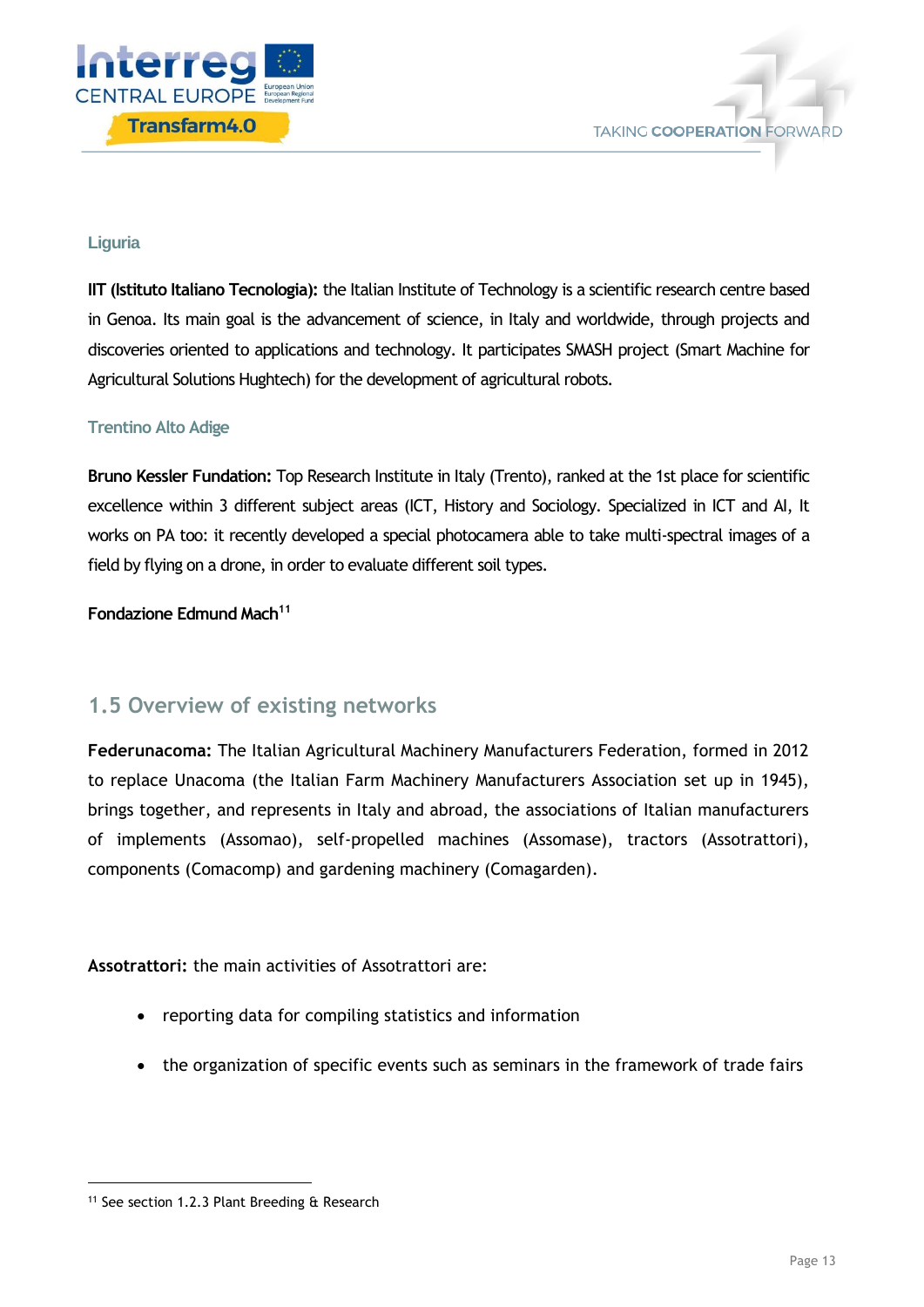### Liguria

**IIT (Istituto Italiano Tecnologia):** the Italian Institute of Technology is a scientific research centre based in Genoa. Its main goal is the advancement of science, in Italy and worldwide, through projects and discoveries oriented to applications and technology. It participates SMASH project (Smart Machine for Agricultural Solutions Hughtech) for the development of agricultural robots.

### Trentino Alto Adige

**Bruno Kessler Fundation:** Top Research Institute in Italy (Trento), ranked at the 1st place for scientific excellence within 3 different subject areas (ICT, History and Sociology. Specialized in ICT and AI, It works on PA too: it recently developed a special photocamera able to take multi-spectral images of a field by flying on a drone, in order to evaluate different soil types.

**Fondazione Edmund Mach**[11]

## 1.5 Overview of existing networks

**Federunacoma:** The Italian Agricultural Machinery Manufacturers Federation, formed in 2012 to replace Unacoma (the Italian Farm Machinery Manufacturers Association set up in 1945), brings together, and represents in Italy and abroad, the associations of Italian manufacturers of implements (Assomao), self-propelled machines (Assomase), tractors (Assotrattori), components (Comacomp) and gardening machinery (Comagarden).

**Assotrattori:** the main activities of Assotrattori are:

- reporting data for compiling statistics and information
- the organization of specific events such as seminars in the framework of trade fairs

[11] See section 1.2.3 Plant Breeding & Research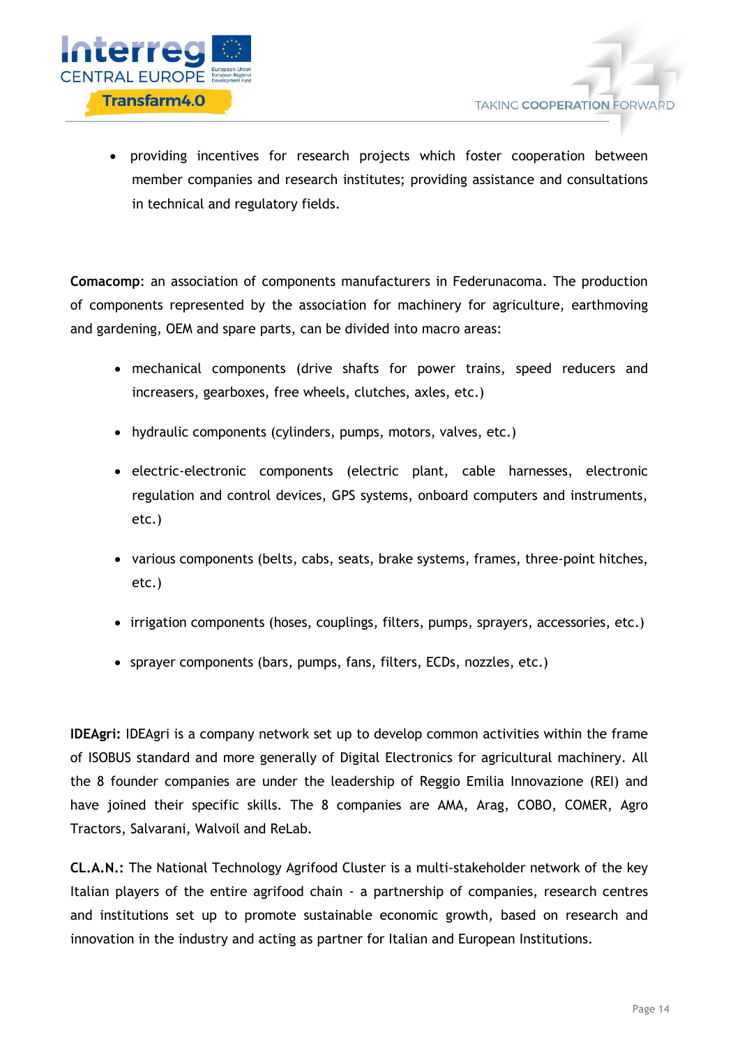- providing incentives for research projects which foster cooperation between member companies and research institutes; providing assistance and consultations in technical and regulatory fields.

**Comacomp**: an association of components manufacturers in Federunacoma. The production of components represented by the association for machinery for agriculture, earthmoving and gardening, OEM and spare parts, can be divided into macro areas:

- mechanical components (drive shafts for power trains, speed reducers and increasers, gearboxes, free wheels, clutches, axles, etc.)
- hydraulic components (cylinders, pumps, motors, valves, etc.)
- electric-electronic components (electric plant, cable harnesses, electronic regulation and control devices, GPS systems, onboard computers and instruments, etc.)
- various components (belts, cabs, seats, brake systems, frames, three-point hitches, etc.)
- irrigation components (hoses, couplings, filters, pumps, sprayers, accessories, etc.)
- sprayer components (bars, pumps, fans, filters, ECDs, nozzles, etc.)

**IDEAgri:** IDEAgri is a company network set up to develop common activities within the frame of ISOBUS standard and more generally of Digital Electronics for agricultural machinery. All the 8 founder companies are under the leadership of Reggio Emilia Innovazione (REI) and have joined their specific skills. The 8 companies are AMA, Arag, COBO, COMER, Agro Tractors, Salvarani, Walvoil and ReLab.

**CL.A.N.:** The National Technology Agrifood Cluster is a multi-stakeholder network of the key Italian players of the entire agrifood chain - a partnership of companies, research centres and institutions set up to promote sustainable economic growth, based on research and innovation in the industry and acting as partner for Italian and European Institutions.